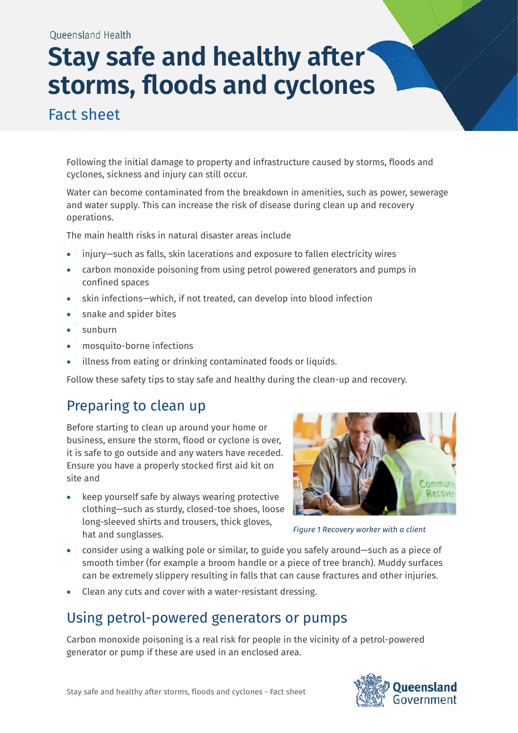Queensland Health

# Stay safe and healthy after storms, floods and cyclones

## Fact sheet

Following the initial damage to property and infrastructure caused by storms, floods and cyclones, sickness and injury can still occur.

Water can become contaminated from the breakdown in amenities, such as power, sewerage and water supply. This can increase the risk of disease during clean up and recovery operations.

The main health risks in natural disaster areas include

- injury—such as falls, skin lacerations and exposure to fallen electricity wires
- carbon monoxide poisoning from using petrol powered generators and pumps in confined spaces
- skin infections—which, if not treated, can develop into blood infection
- snake and spider bites
- sunburn
- mosquito-borne infections
- illness from eating or drinking contaminated foods or liquids.

Follow these safety tips to stay safe and healthy during the clean-up and recovery.

## Preparing to clean up

Before starting to clean up around your home or business, ensure the storm, flood or cyclone is over, it is safe to go outside and any waters have receded. Ensure you have a properly stocked first aid kit on site and

*Figure 1 Recovery worker with a client*

- keep yourself safe by always wearing protective clothing—such as sturdy, closed-toe shoes, loose long-sleeved shirts and trousers, thick gloves, hat and sunglasses.
- consider using a walking pole or similar, to guide you safely around—such as a piece of smooth timber (for example a broom handle or a piece of tree branch). Muddy surfaces can be extremely slippery resulting in falls that can cause fractures and other injuries.
- Clean any cuts and cover with a water-resistant dressing.

## Using petrol-powered generators or pumps

Carbon monoxide poisoning is a real risk for people in the vicinity of a petrol-powered generator or pump if these are used in an enclosed area.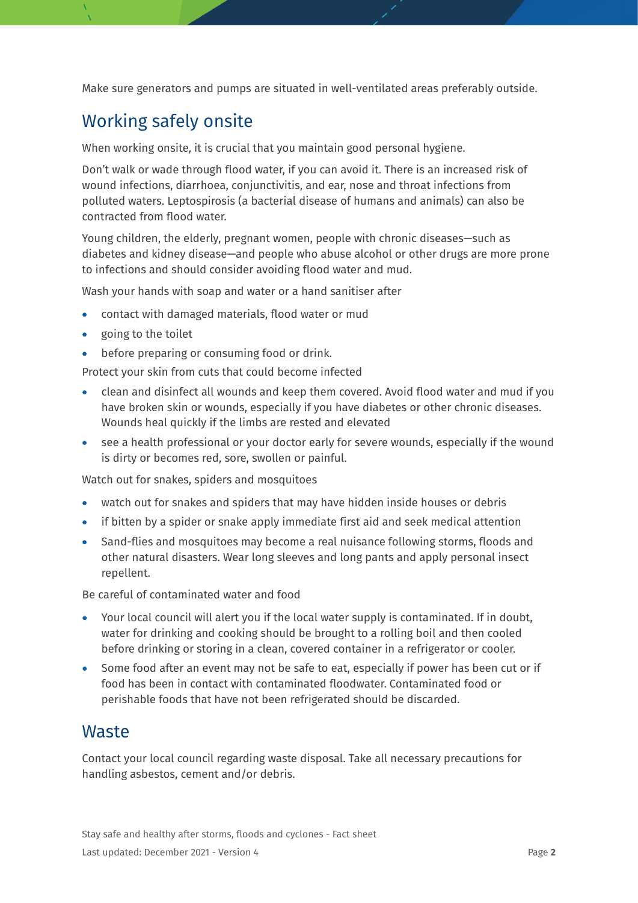Make sure generators and pumps are situated in well-ventilated areas preferably outside.

## Working safely onsite

When working onsite, it is crucial that you maintain good personal hygiene.

Don't walk or wade through flood water, if you can avoid it. There is an increased risk of wound infections, diarrhoea, conjunctivitis, and ear, nose and throat infections from polluted waters. Leptospirosis (a bacterial disease of humans and animals) can also be contracted from flood water.

Young children, the elderly, pregnant women, people with chronic diseases—such as diabetes and kidney disease—and people who abuse alcohol or other drugs are more prone to infections and should consider avoiding flood water and mud.

Wash your hands with soap and water or a hand sanitiser after

- contact with damaged materials, flood water or mud
- going to the toilet
- before preparing or consuming food or drink.

Protect your skin from cuts that could become infected

- clean and disinfect all wounds and keep them covered. Avoid flood water and mud if you have broken skin or wounds, especially if you have diabetes or other chronic diseases. Wounds heal quickly if the limbs are rested and elevated
- see a health professional or your doctor early for severe wounds, especially if the wound is dirty or becomes red, sore, swollen or painful.

Watch out for snakes, spiders and mosquitoes

- watch out for snakes and spiders that may have hidden inside houses or debris
- if bitten by a spider or snake apply immediate first aid and seek medical attention
- Sand-flies and mosquitoes may become a real nuisance following storms, floods and other natural disasters. Wear long sleeves and long pants and apply personal insect repellent.

Be careful of contaminated water and food

- Your local council will alert you if the local water supply is contaminated. If in doubt, water for drinking and cooking should be brought to a rolling boil and then cooled before drinking or storing in a clean, covered container in a refrigerator or cooler.
- Some food after an event may not be safe to eat, especially if power has been cut or if food has been in contact with contaminated floodwater. Contaminated food or perishable foods that have not been refrigerated should be discarded.

## Waste

Contact your local council regarding waste disposal. Take all necessary precautions for handling asbestos, cement and/or debris.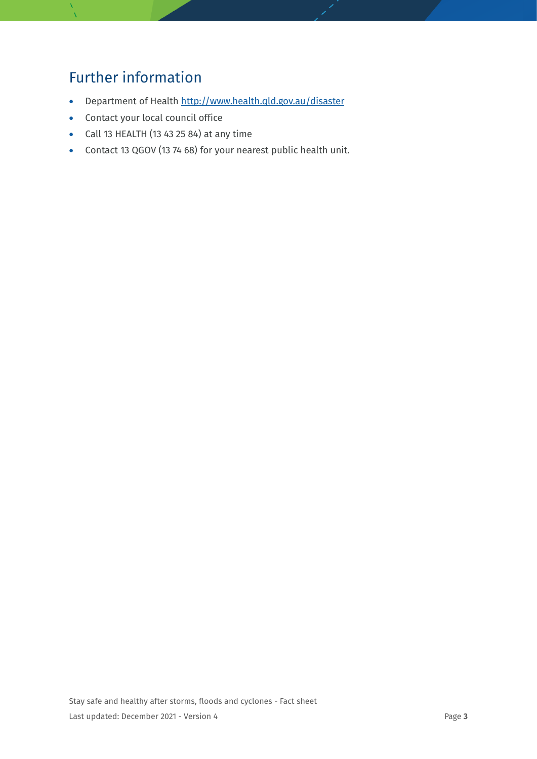## Further information

- Department of Health [http://www.health.qld.gov.au/disaster](http://www.health.qld.gov.au/disaster)
- Contact your local council office
- Call 13 HEALTH (13 43 25 84) at any time
- Contact 13 QGOV (13 74 68) for your nearest public health unit.